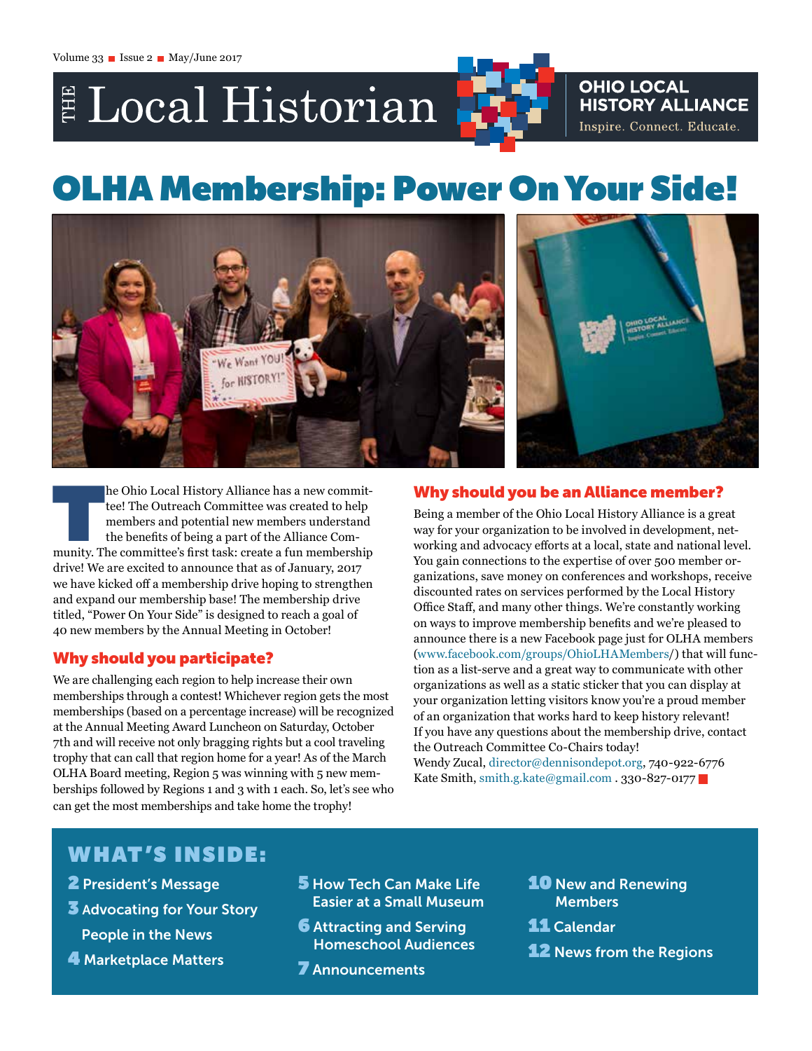# THE Local Historian

OHIO LOCAL HISTORY ALLIANCE
Inspire. Connect. Educate.

# OLHA Membership: Power On Your Side!

The Ohio Local History Alliance has a new committee! The Outreach Committee was created to help members and potential new members understand the benefits of being a part of the Alliance Community. The committee's first task: create a fun membership drive! We are excited to announce that as of January, 2017 we have kicked off a membership drive hoping to strengthen and expand our membership base! The membership drive titled, "Power On Your Side" is designed to reach a goal of 40 new members by the Annual Meeting in October!

## Why should you participate?

We are challenging each region to help increase their own memberships through a contest! Whichever region gets the most memberships (based on a percentage increase) will be recognized at the Annual Meeting Award Luncheon on Saturday, October 7th and will receive not only bragging rights but a cool traveling trophy that can call that region home for a year! As of the March OLHA Board meeting, Region 5 was winning with 5 new memberships followed by Regions 1 and 3 with 1 each. So, let's see who can get the most memberships and take home the trophy!

## Why should you be an Alliance member?

Being a member of the Ohio Local History Alliance is a great way for your organization to be involved in development, networking and advocacy efforts at a local, state and national level. You gain connections to the expertise of over 500 member organizations, save money on conferences and workshops, receive discounted rates on services performed by the Local History Office Staff, and many other things. We're constantly working on ways to improve membership benefits and we're pleased to announce there is a new Facebook page just for OLHA members (www.facebook.com/groups/OhioLHAMembers/) that will function as a list-serve and a great way to communicate with other organizations as well as a static sticker that you can display at your organization letting visitors know you're a proud member of an organization that works hard to keep history relevant! If you have any questions about the membership drive, contact the Outreach Committee Co-Chairs today!

Wendy Zucal, director@dennisondepot.org, 740-922-6776
Kate Smith, smith.g.kate@gmail.com . 330-827-0177

## WHAT'S INSIDE:

- **2** President's Message
- **3** Advocating for Your Story
  People in the News
- **4** Marketplace Matters
- **5** How Tech Can Make Life Easier at a Small Museum
- **6** Attracting and Serving Homeschool Audiences
- **7** Announcements
- **10** New and Renewing Members
- **11** Calendar
- **12** News from the Regions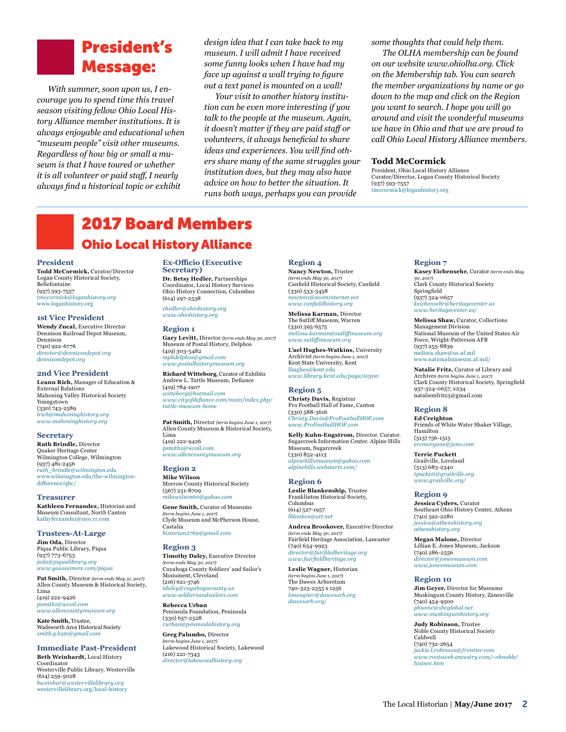# President's Message:

*With summer, soon upon us, I encourage you to spend time this travel season visiting fellow Ohio Local History Alliance member institutions. It is always enjoyable and educational when "museum people" visit other museums. Regardless of how big or small a museum is that I have toured or whether it is all volunteer or paid staff, I nearly always find a historical topic or exhibit design idea that I can take back to my museum. I will admit I have received some funny looks when I have had my face up against a wall trying to figure out a text panel is mounted on a wall!*

*Your visit to another history institution can be even more interesting if you talk to the people at the museum. Again, it doesn't matter if they are paid staff or volunteers, it always beneficial to share ideas and experiences. You will find others share many of the same struggles your institution does, but they may also have advice on how to better the situation. It runs both ways, perhaps you can provide some thoughts that could help them.*

*The OLHA membership can be found on our website www.ohiolha.org. Click on the Membership tab. You can search the member organizations by name or go down to the map and click on the Region you want to search. I hope you will go around and visit the wonderful museums we have in Ohio and that we are proud to call Ohio Local History Alliance members.*

**Todd McCormick**
President, Ohio Local History Alliance
Curator/Director, Logan County Historical Society
(937) 593-7557
tmccormick@loganhistory.org

# 2017 Board Members

## Ohio Local History Alliance

### President

**Todd McCormick,** Curator/Director
Logan County Historical Society, Bellefontaine
(937) 593-7557
*tmccormick@loganhistory.org*
www.loganhistory.org

### 1st Vice President

**Wendy Zucal,** Executive Director
Dennison Railroad Depot Museum, Dennison
(740) 922-6776
*director@dennisondepot.org*
*dennisondepot.org*

### 2nd Vice President

**Leann Rich,** Manager of Education & External Relations
Mahoning Valley Historical Society
Youngstown
(330) 743-2589
*lrich@mahoninghistory.org*
*www.mahoninghistory.org*

### Secretary

**Ruth Brindle,** Director
Quaker Heritage Center
Wilmington College, Wilmington
(937) 481-2456
*ruth_brindle@wilmington.edu*
www.wilmington.edu/the-wilmington-difference/qhc/

### Treasurer

**Kathleen Fernandez,** Historian and Museum Consultant, North Canton
kathyfernandez@neo.rr.com

### Trustees-At-Large

**Jim Oda,** Director
Piqua Public Library, Piqua
(937) 773-6753
*joda@piqualibrary.org*
*www.youseemore.com/piqua*

**Pat Smith,** Director *(term ends May 31, 2017)*
Allen County Museum & Historical Society, Lima
(419) 222-9426
*psmith1@wcoil.com*
*www.allencountymuseum.org*

**Kate Smith,** Trustee,
Wadsworth Area Historical Society
*smith.g.kate@gmail.com*

### Immediate Past-President

**Beth Weinhardt,** Local History Coordinator
Westerville Public Library, Westerville
(614) 259-5028
*bweinhar@westervillelibrary.org*
westervillelibrary.org/local-history

### Ex-Officio (Executive Secretary)

**Dr. Betsy Hedler,** Partnerships Coordinator, Local History Services
Ohio History Connection, Columbus
(614) 297-2538
*ehedler@ohiohistory.org*
*www.ohiohistory.org*

### Region 1

**Gary Levitt,** Director *(term ends May 30, 2017)*
Museum of Postal History, Delphos
(419) 303-5482
*mphdelphos@gmail.com*
*www.postalhistorymuseum.org*

**Richard Witteborg,** Curator of Exhibits
Andrew L. Tuttle Museum, Defiance
(419) 784-1907
*witteborg@hotmail.com*
*www.cityofdefiance.com/main/index.php/tuttle-museum-home*

**Pat Smith,** Director *(term begins June 1, 2017)*
Allen County Museum & Historical Society, Lima
(419) 222-9426
psmith1@wcoil.com
*www.allencountymuseum.org*

### Region 2

**Mike Wilson**
Morrow County Historical Society
(567) 231-8709
*mikewilson60@yahoo.com*

**Gene Smith,** Curator of Museums *(term begins June 1, 2017)*
Clyde Museum and McPherson House, Castalia
*historian2769@gmail.com*

### Region 3

**Timothy Daley,** Executive Director *(term ends May 30, 2017)*
Cuyahoga County Soldiers' and Sailor's Monument, Cleveland
(216) 621-3746
*tdaley@cuyahogacounty.us*
*www.soldiersandsailors.com*

**Rebecca Urban**
Peninsula Foundation, Peninsula
(330) 657-2528
*rurban@peninsulahistory.org*

**Greg Palumbo,** Director *(term begins June 1, 2017)*
Lakewood Historical Society, Lakewood
(216) 221-7343
*director@lakewoodhistory.org*

### Region 4

**Nancy Newton,** Trustee *(term ends May 30, 2017)*
Canfield Historical Society, Canfield
(330) 533-3458
*newton1@zoominternet.net*
*www.canfieldhistory.org*

**Melissa Karman,** Director
The Sutliff Museum, Warren
(330) 395-6575
*melissa.karman@sutliffmuseum.org*
*www.sutliffmuseum.org*

**L'ael Hughes-Watkins,** University Archivist *(term begins June 1, 2017)*
Kent State University, Kent
lhughes@kent.edu
*www.library.kent.edu/page/10300*

### Region 5

**Christy Davis,** Registrar
Pro Football Hall of Fame, Canton
(330) 588-3616
*Christy.Davis@ProFootballHOF.com*
*www.ProFootballHOF.com*

**Kelly Kuhn-Engstrom,** Director. Curator.
Sugarcreek Information Center. Alpine Hills Museum, Sugarcreek
(330) 852-4113
*alpinehillsmuseum@yahoo.com*
*alpinehills.webstarts.com/*

### Region 6

**Leslie Blankenship,** Trustee
Franklinton Historical Society, Columbus
(614) 527-1957
*lblanken@att.net*

**Andrea Brookover,** Executive Director *(term ends May 30, 2017)*
Fairfield Heritage Association, Lancaster
(740) 654-9923
*director@fairfiledheritage.org*
*www.fairfieldheritage.org*

**Leslie Wagner,** Historian *(term begins June 1, 2017)*
The Dawes Arboretum
740-323-2355 x 1256
*lmwagner@dawesarb.org*
*dawesarb.org/*

### Region 7

**Kasey Eichensehr,** Curator *(term ends May 30, 2017)*
Clark County Historical Society
Springfield
(937) 324-0657
*keichensehr@heritagecenter.us*
*www.heritagecenter.us/*

**Melissa Shaw,** Curator, Collections Management Division
National Museum of the United States Air Force, Wright-Patterson AFB
(937) 255-8839
melissa.shaw@us.af.mil
www.nationalmuseum.af.mil/

**Natalie Fritz,** Curator of Library and Archives *(term begins June 1, 2017)*
Clark County Historical Society, Springfield
937-324-0657; x234
nataliemfritz3@gmail.com

### Region 8

**Ed Creighton**
Friends of White Water Shaker Village, Hamilton
(513) 756-1515
*ercmorgans@juno.com*

**Terrie Puckett**
Grailville, Loveland
(513) 683-2340
*tpuckett@grailville.org*
*www.grailville.org/*

### Region 9

**Jessica Cyders,** Curator
Southeast Ohio History Center, Athens
(740) 592-2280
*jessica@athenshistory.org*
*athenshistory.org*

**Megan Malone,** Director
Lillian E. Jones Museum, Jackson
(740) 286-2556
*director@jonesmuseum.com*
*www.jonesmuseum.com*

### Region 10

**Jim Geyer,** Director for Museums
Muskingum County History, Zanesville
(740) 454-9500
*phsomc@sbcglobal.net*
*www.muskingumhistory.org*

**Judy Robinson,** Trustee
Noble County Historical Society
Caldwell
(740) 732-2654
*jackie.l.robinson@frontier.com*
*www.rootsweb.ancestry.com/~ohnoble/histsoc.htm*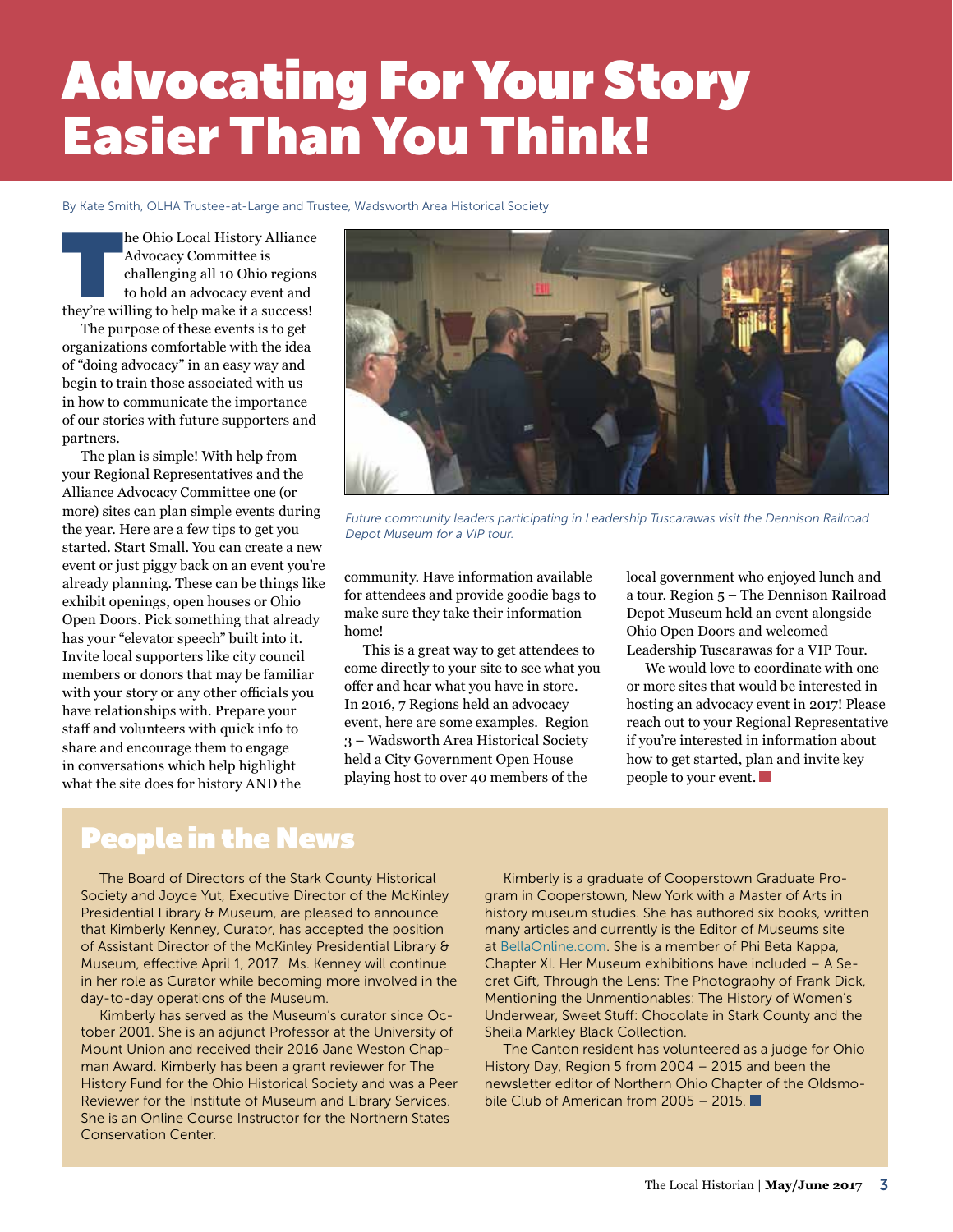# Advocating For Your Story Easier Than You Think!

By Kate Smith, OLHA Trustee-at-Large and Trustee, Wadsworth Area Historical Society

The Ohio Local History Alliance Advocacy Committee is challenging all 10 Ohio regions to hold an advocacy event and they're willing to help make it a success!

The purpose of these events is to get organizations comfortable with the idea of "doing advocacy" in an easy way and begin to train those associated with us in how to communicate the importance of our stories with future supporters and partners.

The plan is simple! With help from your Regional Representatives and the Alliance Advocacy Committee one (or more) sites can plan simple events during the year. Here are a few tips to get you started. Start Small. You can create a new event or just piggy back on an event you're already planning. These can be things like exhibit openings, open houses or Ohio Open Doors. Pick something that already has your "elevator speech" built into it. Invite local supporters like city council members or donors that may be familiar with your story or any other officials you have relationships with. Prepare your staff and volunteers with quick info to share and encourage them to engage in conversations which help highlight what the site does for history AND the community. Have information available for attendees and provide goodie bags to make sure they take their information home!

*Future community leaders participating in Leadership Tuscarawas visit the Dennison Railroad Depot Museum for a VIP tour.*

This is a great way to get attendees to come directly to your site to see what you offer and hear what you have in store. In 2016, 7 Regions held an advocacy event, here are some examples. Region 3 – Wadsworth Area Historical Society held a City Government Open House playing host to over 40 members of the local government who enjoyed lunch and a tour. Region 5 – The Dennison Railroad Depot Museum held an event alongside Ohio Open Doors and welcomed Leadership Tuscarawas for a VIP Tour.

We would love to coordinate with one or more sites that would be interested in hosting an advocacy event in 2017! Please reach out to your Regional Representative if you're interested in information about how to get started, plan and invite key people to your event.

## People in the News

The Board of Directors of the Stark County Historical Society and Joyce Yut, Executive Director of the McKinley Presidential Library & Museum, are pleased to announce that Kimberly Kenney, Curator, has accepted the position of Assistant Director of the McKinley Presidential Library & Museum, effective April 1, 2017. Ms. Kenney will continue in her role as Curator while becoming more involved in the day-to-day operations of the Museum.

Kimberly has served as the Museum's curator since October 2001. She is an adjunct Professor at the University of Mount Union and received their 2016 Jane Weston Chapman Award. Kimberly has been a grant reviewer for The History Fund for the Ohio Historical Society and was a Peer Reviewer for the Institute of Museum and Library Services. She is an Online Course Instructor for the Northern States Conservation Center.

Kimberly is a graduate of Cooperstown Graduate Program in Cooperstown, New York with a Master of Arts in history museum studies. She has authored six books, written many articles and currently is the Editor of Museums site at BellaOnline.com. She is a member of Phi Beta Kappa, Chapter XI. Her Museum exhibitions have included – A Secret Gift, Through the Lens: The Photography of Frank Dick, Mentioning the Unmentionables: The History of Women's Underwear, Sweet Stuff: Chocolate in Stark County and the Sheila Markley Black Collection.

The Canton resident has volunteered as a judge for Ohio History Day, Region 5 from 2004 – 2015 and been the newsletter editor of Northern Ohio Chapter of the Oldsmobile Club of American from 2005 – 2015.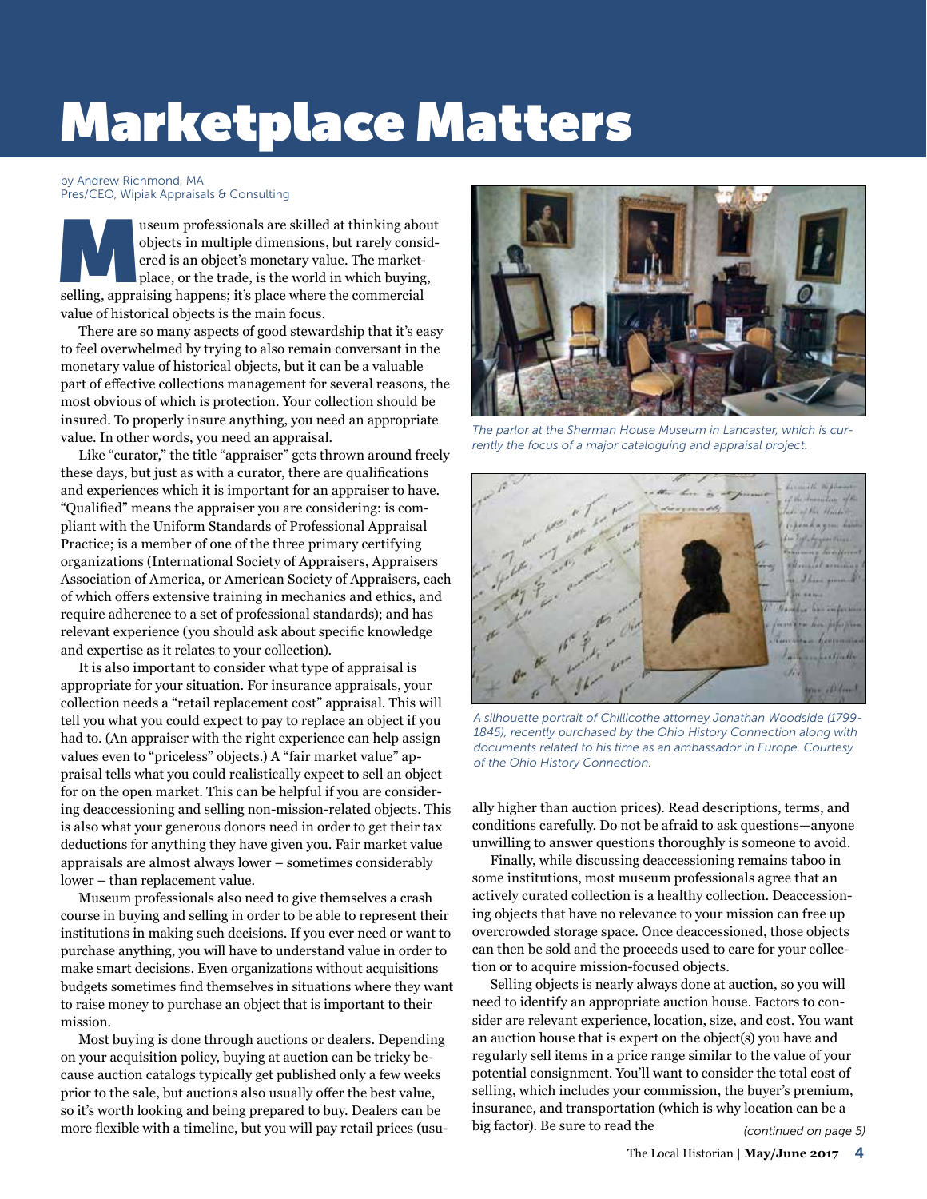# Marketplace Matters

by Andrew Richmond, MA
Pres/CEO, Wipiak Appraisals & Consulting

Museum professionals are skilled at thinking about objects in multiple dimensions, but rarely considered is an object's monetary value. The marketplace, or the trade, is the world in which buying, selling, appraising happens; it's place where the commercial value of historical objects is the main focus.

There are so many aspects of good stewardship that it's easy to feel overwhelmed by trying to also remain conversant in the monetary value of historical objects, but it can be a valuable part of effective collections management for several reasons, the most obvious of which is protection. Your collection should be insured. To properly insure anything, you need an appropriate value. In other words, you need an appraisal.

Like "curator," the title "appraiser" gets thrown around freely these days, but just as with a curator, there are qualifications and experiences which it is important for an appraiser to have. "Qualified" means the appraiser you are considering: is compliant with the Uniform Standards of Professional Appraisal Practice; is a member of one of the three primary certifying organizations (International Society of Appraisers, Appraisers Association of America, or American Society of Appraisers, each of which offers extensive training in mechanics and ethics, and require adherence to a set of professional standards); and has relevant experience (you should ask about specific knowledge and expertise as it relates to your collection).

It is also important to consider what type of appraisal is appropriate for your situation. For insurance appraisals, your collection needs a "retail replacement cost" appraisal. This will tell you what you could expect to pay to replace an object if you had to. (An appraiser with the right experience can help assign values even to "priceless" objects.) A "fair market value" appraisal tells what you could realistically expect to sell an object for on the open market. This can be helpful if you are considering deaccessioning and selling non-mission-related objects. This is also what your generous donors need in order to get their tax deductions for anything they have given you. Fair market value appraisals are almost always lower – sometimes considerably lower – than replacement value.

Museum professionals also need to give themselves a crash course in buying and selling in order to be able to represent their institutions in making such decisions. If you ever need or want to purchase anything, you will have to understand value in order to make smart decisions. Even organizations without acquisitions budgets sometimes find themselves in situations where they want to raise money to purchase an object that is important to their mission.

Most buying is done through auctions or dealers. Depending on your acquisition policy, buying at auction can be tricky because auction catalogs typically get published only a few weeks prior to the sale, but auctions also usually offer the best value, so it's worth looking and being prepared to buy. Dealers can be more flexible with a timeline, but you will pay retail prices (usually higher than auction prices). Read descriptions, terms, and conditions carefully. Do not be afraid to ask questions—anyone unwilling to answer questions thoroughly is someone to avoid.

*The parlor at the Sherman House Museum in Lancaster, which is currently the focus of a major cataloguing and appraisal project.*

*A silhouette portrait of Chillicothe attorney Jonathan Woodside (1799-1845), recently purchased by the Ohio History Connection along with documents related to his time as an ambassador in Europe. Courtesy of the Ohio History Connection.*

Finally, while discussing deaccessioning remains taboo in some institutions, most museum professionals agree that an actively curated collection is a healthy collection. Deaccessioning objects that have no relevance to your mission can free up overcrowded storage space. Once deaccessioned, those objects can then be sold and the proceeds used to care for your collection or to acquire mission-focused objects.

Selling objects is nearly always done at auction, so you will need to identify an appropriate auction house. Factors to consider are relevant experience, location, size, and cost. You want an auction house that is expert on the object(s) you have and regularly sell items in a price range similar to the value of your potential consignment. You'll want to consider the total cost of selling, which includes your commission, the buyer's premium, insurance, and transportation (which is why location can be a big factor). Be sure to read the

*(continued on page 5)*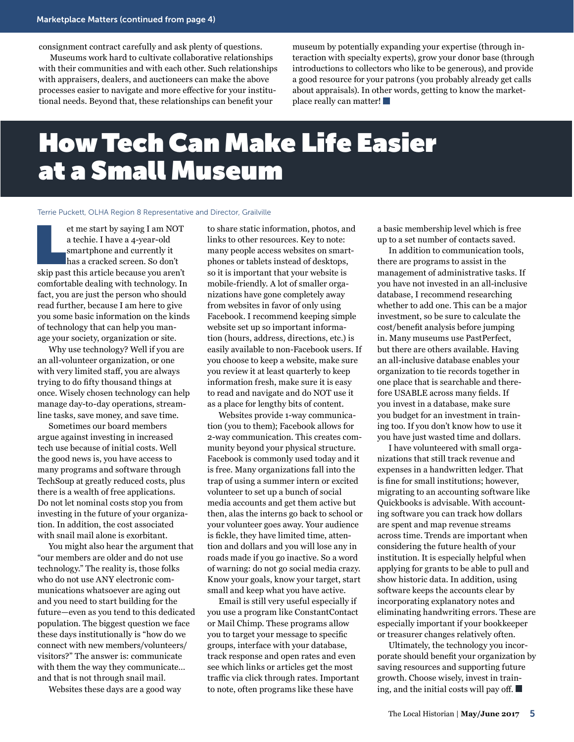consignment contract carefully and ask plenty of questions.

Museums work hard to cultivate collaborative relationships with their communities and with each other. Such relationships with appraisers, dealers, and auctioneers can make the above processes easier to navigate and more effective for your institutional needs. Beyond that, these relationships can benefit your museum by potentially expanding your expertise (through interaction with specialty experts), grow your donor base (through introductions to collectors who like to be generous), and provide a good resource for your patrons (you probably already get calls about appraisals). In other words, getting to know the marketplace really can matter!

# How Tech Can Make Life Easier at a Small Museum

Terrie Puckett, OLHA Region 8 Representative and Director, Grailville

Let me start by saying I am NOT a techie. I have a 4-year-old smartphone and currently it has a cracked screen. So don't skip past this article because you aren't comfortable dealing with technology. In fact, you are just the person who should read further, because I am here to give you some basic information on the kinds of technology that can help you manage your society, organization or site.

Why use technology? Well if you are an all-volunteer organization, or one with very limited staff, you are always trying to do fifty thousand things at once. Wisely chosen technology can help manage day-to-day operations, streamline tasks, save money, and save time.

Sometimes our board members argue against investing in increased tech use because of initial costs. Well the good news is, you have access to many programs and software through TechSoup at greatly reduced costs, plus there is a wealth of free applications. Do not let nominal costs stop you from investing in the future of your organization. In addition, the cost associated with snail mail alone is exorbitant.

You might also hear the argument that "our members are older and do not use technology." The reality is, those folks who do not use ANY electronic communications whatsoever are aging out and you need to start building for the future—even as you tend to this dedicated population. The biggest question we face these days institutionally is "how do we connect with new members/volunteers/visitors?" The answer is: communicate with them the way they communicate… and that is not through snail mail.

Websites these days are a good way to share static information, photos, and links to other resources. Key to note: many people access websites on smartphones or tablets instead of desktops, so it is important that your website is mobile-friendly. A lot of smaller organizations have gone completely away from websites in favor of only using Facebook. I recommend keeping simple website set up so important information (hours, address, directions, etc.) is easily available to non-Facebook users. If you choose to keep a website, make sure you review it at least quarterly to keep information fresh, make sure it is easy to read and navigate and do NOT use it as a place for lengthy bits of content.

Websites provide 1-way communication (you to them); Facebook allows for 2-way communication. This creates community beyond your physical structure. Facebook is commonly used today and it is free. Many organizations fall into the trap of using a summer intern or excited volunteer to set up a bunch of social media accounts and get them active but then, alas the interns go back to school or your volunteer goes away. Your audience is fickle, they have limited time, attention and dollars and you will lose any in roads made if you go inactive. So a word of warning: do not go social media crazy. Know your goals, know your target, start small and keep what you have active.

Email is still very useful especially if you use a program like ConstantContact or Mail Chimp. These programs allow you to target your message to specific groups, interface with your database, track response and open rates and even see which links or articles get the most traffic via click through rates. Important to note, often programs like these have a basic membership level which is free up to a set number of contacts saved.

In addition to communication tools, there are programs to assist in the management of administrative tasks. If you have not invested in an all-inclusive database, I recommend researching whether to add one. This can be a major investment, so be sure to calculate the cost/benefit analysis before jumping in. Many museums use PastPerfect, but there are others available. Having an all-inclusive database enables your organization to tie records together in one place that is searchable and therefore USABLE across many fields. If you invest in a database, make sure you budget for an investment in training too. If you don't know how to use it you have just wasted time and dollars.

I have volunteered with small organizations that still track revenue and expenses in a handwritten ledger. That is fine for small institutions; however, migrating to an accounting software like Quickbooks is advisable. With accounting software you can track how dollars are spent and map revenue streams across time. Trends are important when considering the future health of your institution. It is especially helpful when applying for grants to be able to pull and show historic data. In addition, using software keeps the accounts clear by incorporating explanatory notes and eliminating handwriting errors. These are especially important if your bookkeeper or treasurer changes relatively often.

Ultimately, the technology you incorporate should benefit your organization by saving resources and supporting future growth. Choose wisely, invest in training, and the initial costs will pay off.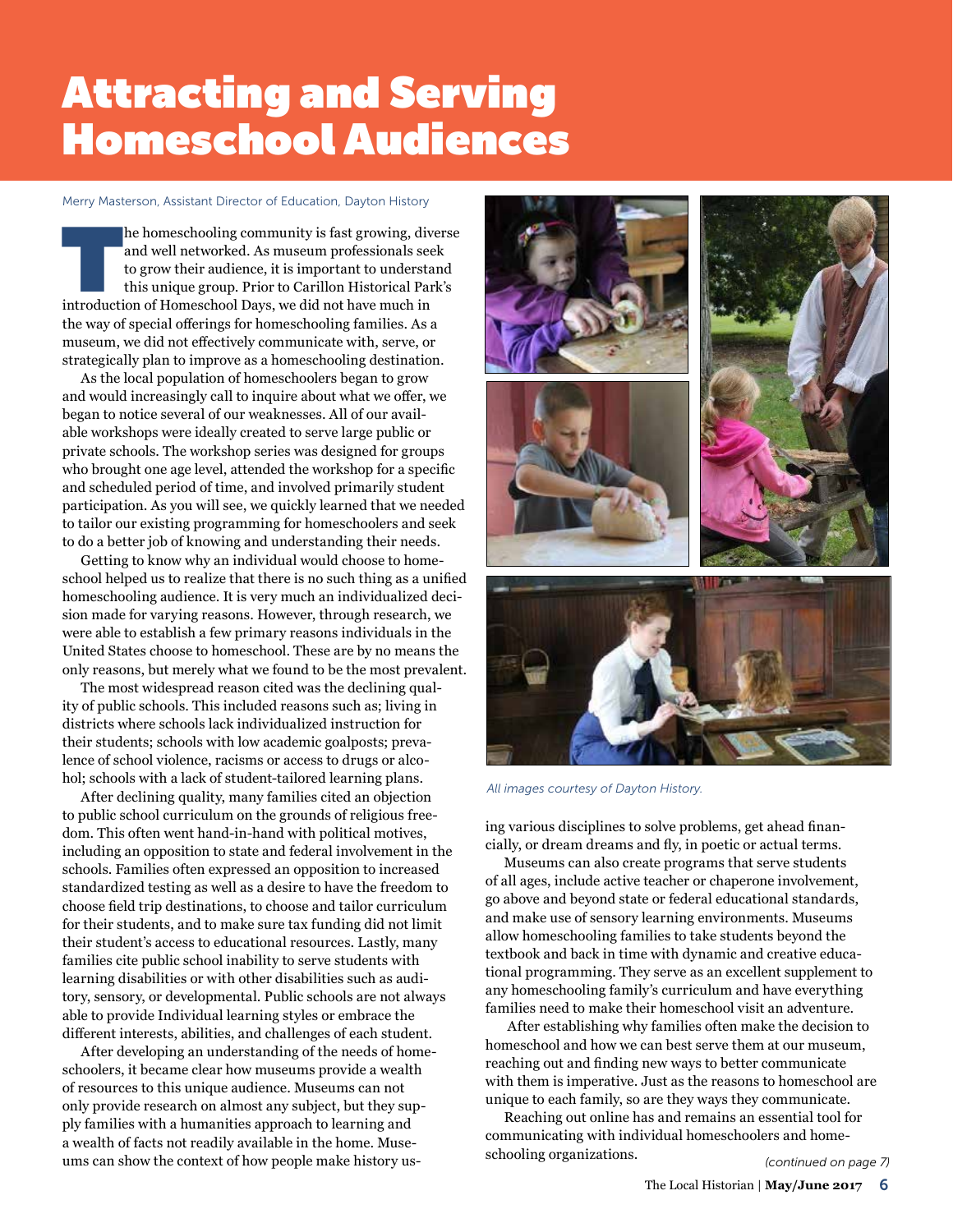# Attracting and Serving Homeschool Audiences

Merry Masterson, Assistant Director of Education, Dayton History

The homeschooling community is fast growing, diverse and well networked. As museum professionals seek to grow their audience, it is important to understand this unique group. Prior to Carillon Historical Park's introduction of Homeschool Days, we did not have much in the way of special offerings for homeschooling families. As a museum, we did not effectively communicate with, serve, or strategically plan to improve as a homeschooling destination.

As the local population of homeschoolers began to grow and would increasingly call to inquire about what we offer, we began to notice several of our weaknesses. All of our available workshops were ideally created to serve large public or private schools. The workshop series was designed for groups who brought one age level, attended the workshop for a specific and scheduled period of time, and involved primarily student participation. As you will see, we quickly learned that we needed to tailor our existing programming for homeschoolers and seek to do a better job of knowing and understanding their needs.

Getting to know why an individual would choose to homeschool helped us to realize that there is no such thing as a unified homeschooling audience. It is very much an individualized decision made for varying reasons. However, through research, we were able to establish a few primary reasons individuals in the United States choose to homeschool. These are by no means the only reasons, but merely what we found to be the most prevalent.

The most widespread reason cited was the declining quality of public schools. This included reasons such as; living in districts where schools lack individualized instruction for their students; schools with low academic goalposts; prevalence of school violence, racisms or access to drugs or alcohol; schools with a lack of student-tailored learning plans.

After declining quality, many families cited an objection to public school curriculum on the grounds of religious freedom. This often went hand-in-hand with political motives, including an opposition to state and federal involvement in the schools. Families often expressed an opposition to increased standardized testing as well as a desire to have the freedom to choose field trip destinations, to choose and tailor curriculum for their students, and to make sure tax funding did not limit their student's access to educational resources. Lastly, many families cite public school inability to serve students with learning disabilities or with other disabilities such as auditory, sensory, or developmental. Public schools are not always able to provide Individual learning styles or embrace the different interests, abilities, and challenges of each student.

After developing an understanding of the needs of homeschoolers, it became clear how museums provide a wealth of resources to this unique audience. Museums can not only provide research on almost any subject, but they supply families with a humanities approach to learning and a wealth of facts not readily available in the home. Museums can show the context of how people make history using various disciplines to solve problems, get ahead financially, or dream dreams and fly, in poetic or actual terms.

*All images courtesy of Dayton History.*

Museums can also create programs that serve students of all ages, include active teacher or chaperone involvement, go above and beyond state or federal educational standards, and make use of sensory learning environments. Museums allow homeschooling families to take students beyond the textbook and back in time with dynamic and creative educational programming. They serve as an excellent supplement to any homeschooling family's curriculum and have everything families need to make their homeschool visit an adventure.

After establishing why families often make the decision to homeschool and how we can best serve them at our museum, reaching out and finding new ways to better communicate with them is imperative. Just as the reasons to homeschool are unique to each family, so are they ways they communicate.

Reaching out online has and remains an essential tool for communicating with individual homeschoolers and homeschooling organizations.

*(continued on page 7)*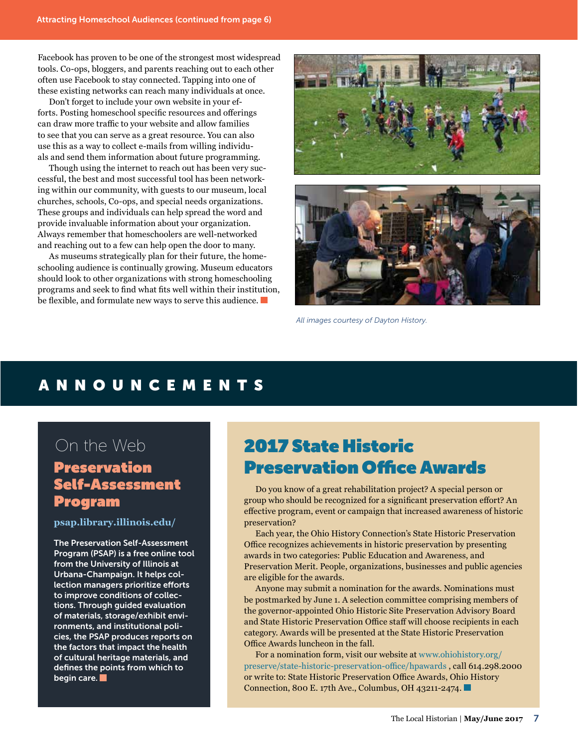Attracting Homeschool Audiences (continued from page 6)

Facebook has proven to be one of the strongest most widespread tools. Co-ops, bloggers, and parents reaching out to each other often use Facebook to stay connected. Tapping into one of these existing networks can reach many individuals at once.

Don't forget to include your own website in your efforts. Posting homeschool specific resources and offerings can draw more traffic to your website and allow families to see that you can serve as a great resource. You can also use this as a way to collect e-mails from willing individuals and send them information about future programming.

Though using the internet to reach out has been very successful, the best and most successful tool has been networking within our community, with guests to our museum, local churches, schools, Co-ops, and special needs organizations. These groups and individuals can help spread the word and provide invaluable information about your organization. Always remember that homeschoolers are well-networked and reaching out to a few can help open the door to many.

As museums strategically plan for their future, the homeschooling audience is continually growing. Museum educators should look to other organizations with strong homeschooling programs and seek to find what fits well within their institution, be flexible, and formulate new ways to serve this audience. ■

*All images courtesy of Dayton History.*

# ANNOUNCEMENTS

## On the Web

### Preservation Self-Assessment Program

**psap.library.illinois.edu/**

The Preservation Self-Assessment Program (PSAP) is a free online tool from the University of Illinois at Urbana-Champaign. It helps collection managers prioritize efforts to improve conditions of collections. Through guided evaluation of materials, storage/exhibit environments, and institutional policies, the PSAP produces reports on the factors that impact the health of cultural heritage materials, and defines the points from which to begin care. ■

## 2017 State Historic Preservation Office Awards

Do you know of a great rehabilitation project? A special person or group who should be recognized for a significant preservation effort? An effective program, event or campaign that increased awareness of historic preservation?

Each year, the Ohio History Connection's State Historic Preservation Office recognizes achievements in historic preservation by presenting awards in two categories: Public Education and Awareness, and Preservation Merit. People, organizations, businesses and public agencies are eligible for the awards.

Anyone may submit a nomination for the awards. Nominations must be postmarked by June 1. A selection committee comprising members of the governor-appointed Ohio Historic Site Preservation Advisory Board and State Historic Preservation Office staff will choose recipients in each category. Awards will be presented at the State Historic Preservation Office Awards luncheon in the fall.

For a nomination form, visit our website at www.ohiohistory.org/preserve/state-historic-preservation-office/hpawards , call 614.298.2000 or write to: State Historic Preservation Office Awards, Ohio History Connection, 800 E. 17th Ave., Columbus, OH 43211-2474. ■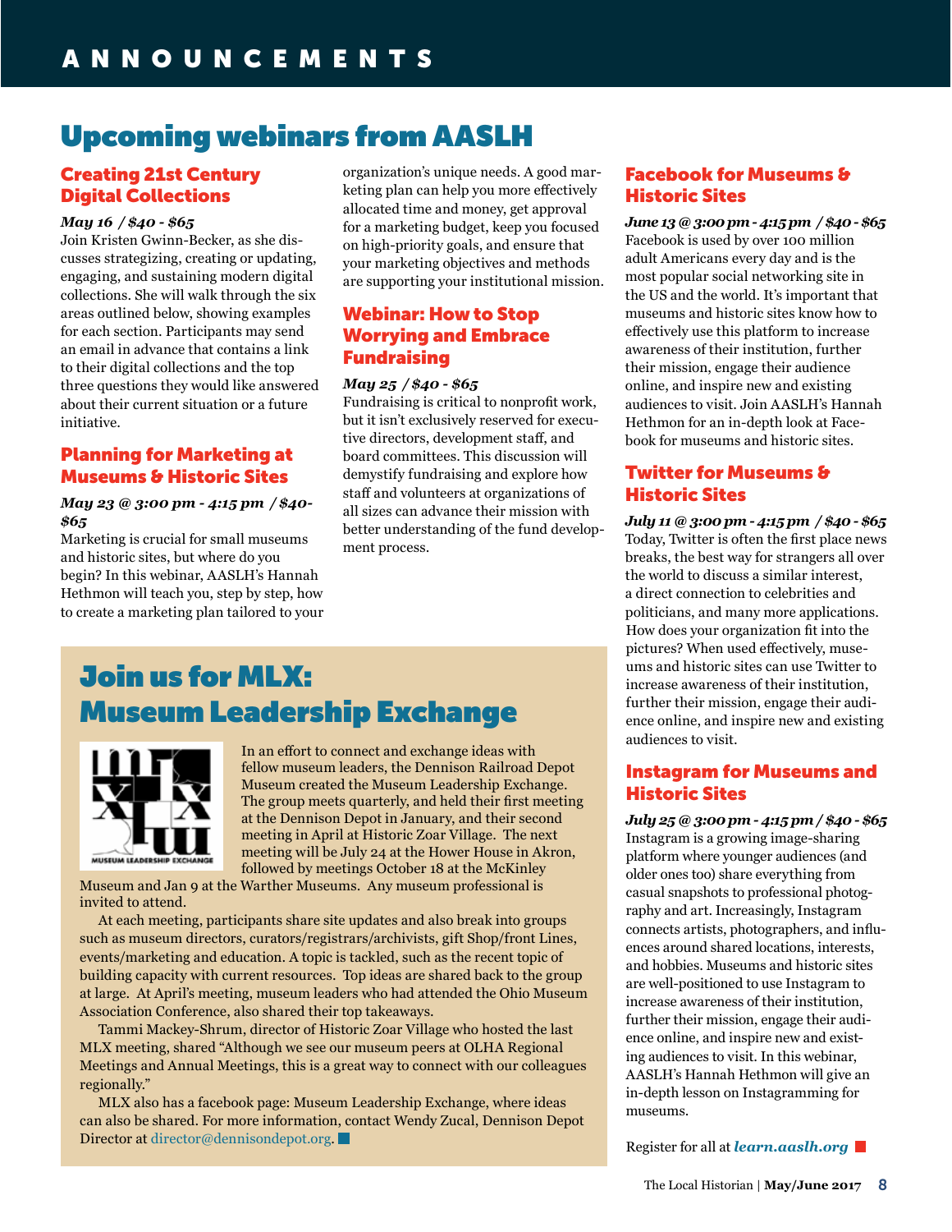# ANNOUNCEMENTS

## Upcoming webinars from AASLH

### Creating 21st Century Digital Collections

***May 16 / $40 - $65***

Join Kristen Gwinn-Becker, as she discusses strategizing, creating or updating, engaging, and sustaining modern digital collections. She will walk through the six areas outlined below, showing examples for each section. Participants may send an email in advance that contains a link to their digital collections and the top three questions they would like answered about their current situation or a future initiative.

### Planning for Marketing at Museums & Historic Sites

***May 23 @ 3:00 pm - 4:15 pm / $40-$65***

Marketing is crucial for small museums and historic sites, but where do you begin? In this webinar, AASLH's Hannah Hethmon will teach you, step by step, how to create a marketing plan tailored to your organization's unique needs. A good marketing plan can help you more effectively allocated time and money, get approval for a marketing budget, keep you focused on high-priority goals, and ensure that your marketing objectives and methods are supporting your institutional mission.

### Webinar: How to Stop Worrying and Embrace Fundraising

***May 25 / $40 - $65***

Fundraising is critical to nonprofit work, but it isn't exclusively reserved for executive directors, development staff, and board committees. This discussion will demystify fundraising and explore how staff and volunteers at organizations of all sizes can advance their mission with better understanding of the fund development process.

### Facebook for Museums & Historic Sites

***June 13 @ 3:00 pm - 4:15 pm / $40 - $65***

Facebook is used by over 100 million adult Americans every day and is the most popular social networking site in the US and the world. It's important that museums and historic sites know how to effectively use this platform to increase awareness of their institution, further their mission, engage their audience online, and inspire new and existing audiences to visit. Join AASLH's Hannah Hethmon for an in-depth look at Facebook for museums and historic sites.

### Twitter for Museums & Historic Sites

***July 11 @ 3:00 pm - 4:15 pm / $40 - $65***

Today, Twitter is often the first place news breaks, the best way for strangers all over the world to discuss a similar interest, a direct connection to celebrities and politicians, and many more applications. How does your organization fit into the pictures? When used effectively, museums and historic sites can use Twitter to increase awareness of their institution, further their mission, engage their audience online, and inspire new and existing audiences to visit.

### Instagram for Museums and Historic Sites

***July 25 @ 3:00 pm - 4:15 pm / $40 - $65***

Instagram is a growing image-sharing platform where younger audiences (and older ones too) share everything from casual snapshots to professional photography and art. Increasingly, Instagram connects artists, photographers, and influences around shared locations, interests, and hobbies. Museums and historic sites are well-positioned to use Instagram to increase awareness of their institution, further their mission, engage their audience online, and inspire new and existing audiences to visit. In this webinar, AASLH's Hannah Hethmon will give an in-depth lesson on Instagramming for museums.

Register for all at ***learn.aaslh.org***

## Join us for MLX: Museum Leadership Exchange

In an effort to connect and exchange ideas with fellow museum leaders, the Dennison Railroad Depot Museum created the Museum Leadership Exchange. The group meets quarterly, and held their first meeting at the Dennison Depot in January, and their second meeting in April at Historic Zoar Village. The next meeting will be July 24 at the Hower House in Akron, followed by meetings October 18 at the McKinley Museum and Jan 9 at the Warther Museums. Any museum professional is invited to attend.

At each meeting, participants share site updates and also break into groups such as museum directors, curators/registrars/archivists, gift Shop/front Lines, events/marketing and education. A topic is tackled, such as the recent topic of building capacity with current resources. Top ideas are shared back to the group at large. At April's meeting, museum leaders who had attended the Ohio Museum Association Conference, also shared their top takeaways.

Tammi Mackey-Shrum, director of Historic Zoar Village who hosted the last MLX meeting, shared "Although we see our museum peers at OLHA Regional Meetings and Annual Meetings, this is a great way to connect with our colleagues regionally."

MLX also has a facebook page: Museum Leadership Exchange, where ideas can also be shared. For more information, contact Wendy Zucal, Dennison Depot Director at director@dennisondepot.org.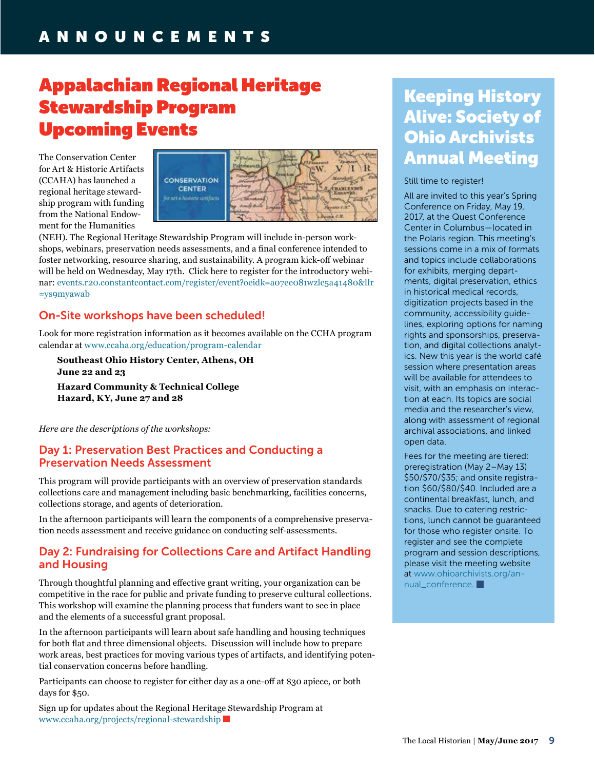# ANNOUNCEMENTS

## Appalachian Regional Heritage Stewardship Program Upcoming Events

The Conservation Center for Art & Historic Artifacts (CCAHA) has launched a regional heritage stewardship program with funding from the National Endowment for the Humanities (NEH). The Regional Heritage Stewardship Program will include in-person workshops, webinars, preservation needs assessments, and a final conference intended to foster networking, resource sharing, and sustainability. A program kick-off webinar will be held on Wednesday, May 17th. Click here to register for the introductory webinar: events.r20.constantcontact.com/register/event?oeidk=a07ee081wzlc5a41480&llr=ys9myawab

### On-Site workshops have been scheduled!

Look for more registration information as it becomes available on the CCHA program calendar at www.ccaha.org/education/program-calendar

**Southeast Ohio History Center, Athens, OH**
**June 22 and 23**

**Hazard Community & Technical College**
**Hazard, KY, June 27 and 28**

*Here are the descriptions of the workshops:*

### Day 1: Preservation Best Practices and Conducting a Preservation Needs Assessment

This program will provide participants with an overview of preservation standards collections care and management including basic benchmarking, facilities concerns, collections storage, and agents of deterioration.

In the afternoon participants will learn the components of a comprehensive preservation needs assessment and receive guidance on conducting self-assessments.

### Day 2: Fundraising for Collections Care and Artifact Handling and Housing

Through thoughtful planning and effective grant writing, your organization can be competitive in the race for public and private funding to preserve cultural collections. This workshop will examine the planning process that funders want to see in place and the elements of a successful grant proposal.

In the afternoon participants will learn about safe handling and housing techniques for both flat and three dimensional objects. Discussion will include how to prepare work areas, best practices for moving various types of artifacts, and identifying potential conservation concerns before handling.

Participants can choose to register for either day as a one-off at $30 apiece, or both days for $50.

Sign up for updates about the Regional Heritage Stewardship Program at www.ccaha.org/projects/regional-stewardship

## Keeping History Alive: Society of Ohio Archivists Annual Meeting

Still time to register!

All are invited to this year's Spring Conference on Friday, May 19, 2017, at the Quest Conference Center in Columbus—located in the Polaris region. This meeting's sessions come in a mix of formats and topics include collaborations for exhibits, merging departments, digital preservation, ethics in historical medical records, digitization projects based in the community, accessibility guidelines, exploring options for naming rights and sponsorships, preservation, and digital collections analytics. New this year is the world café session where presentation areas will be available for attendees to visit, with an emphasis on interaction at each. Its topics are social media and the researcher's view, along with assessment of regional archival associations, and linked open data.

Fees for the meeting are tiered: preregistration (May 2–May 13) $50/$70/$35; and onsite registration $60/$80/$40. Included are a continental breakfast, lunch, and snacks. Due to catering restrictions, lunch cannot be guaranteed for those who register onsite. To register and see the complete program and session descriptions, please visit the meeting website at www.ohioarchivists.org/annual_conference.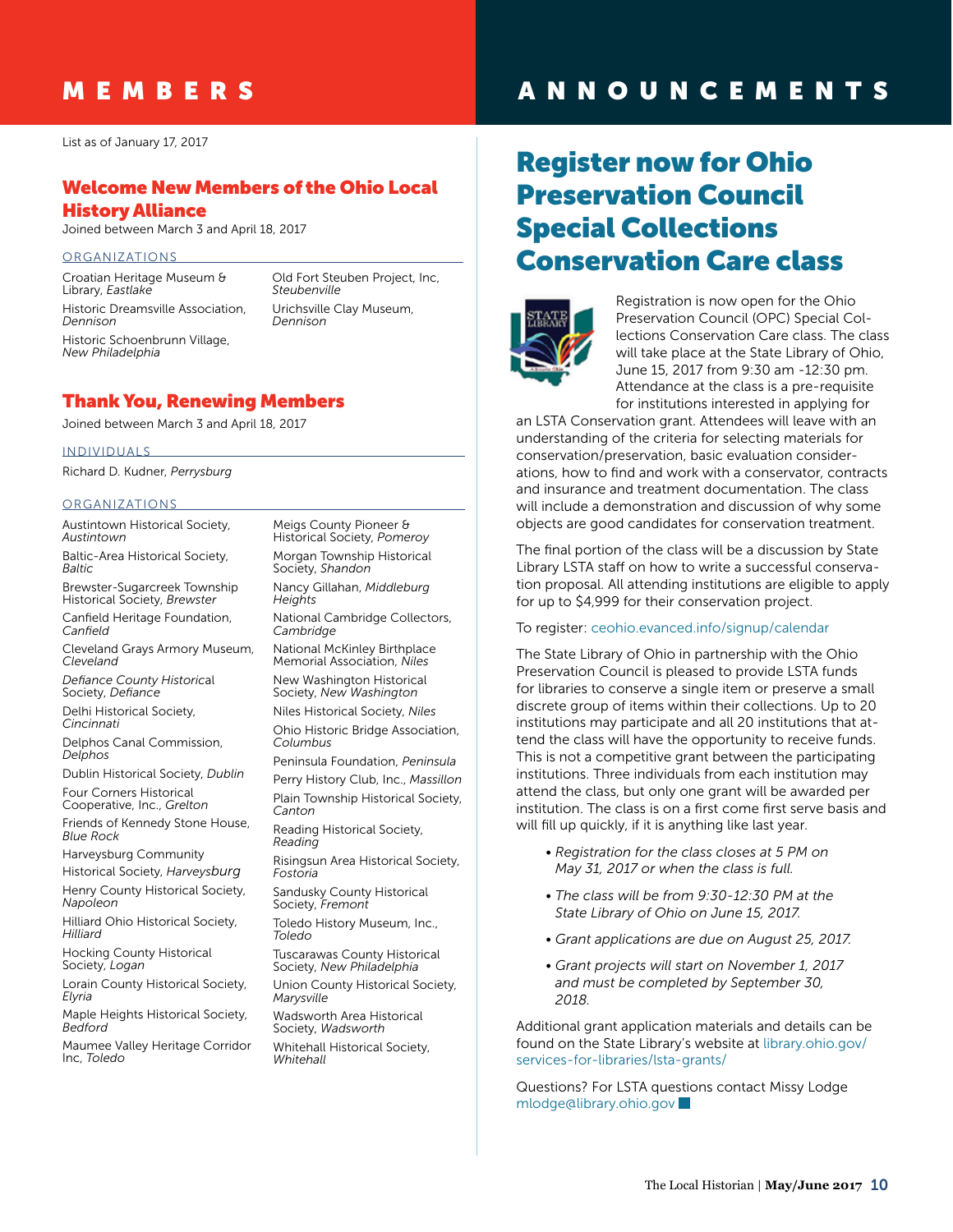# MEMBERS

List as of January 17, 2017

## Welcome New Members of the Ohio Local History Alliance

Joined between March 3 and April 18, 2017

### ORGANIZATIONS

Croatian Heritage Museum & Library, *Eastlake*

Historic Dreamsville Association, *Dennison*

Historic Schoenbrunn Village, *New Philadelphia*

Old Fort Steuben Project, Inc, *Steubenville*

Urichsville Clay Museum, *Dennison*

## Thank You, Renewing Members

Joined between March 3 and April 18, 2017

### INDIVIDUALS

Richard D. Kudner, *Perrysburg*

### ORGANIZATIONS

Austintown Historical Society, *Austintown*

Baltic-Area Historical Society, *Baltic*

Brewster-Sugarcreek Township Historical Society, *Brewster*

Canfield Heritage Foundation, *Canfield*

Cleveland Grays Armory Museum, *Cleveland*

*Defiance County Historical* Society, *Defiance*

Delhi Historical Society, *Cincinnati*

Delphos Canal Commission, *Delphos*

Dublin Historical Society, *Dublin*

Four Corners Historical Cooperative, Inc., *Grelton*

Friends of Kennedy Stone House, *Blue Rock*

Harveysburg Community Historical Society, *Harveysburg*

Henry County Historical Society, *Napoleon*

Hilliard Ohio Historical Society, *Hilliard*

Hocking County Historical Society, *Logan*

Lorain County Historical Society, *Elyria*

Maple Heights Historical Society, *Bedford*

Maumee Valley Heritage Corridor Inc, *Toledo*

Meigs County Pioneer & Historical Society, *Pomeroy*

Morgan Township Historical Society, *Shandon*

Nancy Gillahan, *Middleburg Heights*

National Cambridge Collectors, *Cambridge*

National McKinley Birthplace Memorial Association, *Niles*

New Washington Historical Society, *New Washington*

Niles Historical Society, *Niles*

Ohio Historic Bridge Association, *Columbus*

Peninsula Foundation, *Peninsula*

Perry History Club, Inc., *Massillon*

Plain Township Historical Society, *Canton*

Reading Historical Society, *Reading*

Risingsun Area Historical Society, *Fostoria*

Sandusky County Historical Society, *Fremont*

Toledo History Museum, Inc., *Toledo*

Tuscarawas County Historical Society, *New Philadelphia*

Union County Historical Society, *Marysville*

Wadsworth Area Historical Society, *Wadsworth*

Whitehall Historical Society, *Whitehall*

# ANNOUNCEMENTS

## Register now for Ohio Preservation Council Special Collections Conservation Care class

Registration is now open for the Ohio Preservation Council (OPC) Special Collections Conservation Care class. The class will take place at the State Library of Ohio, June 15, 2017 from 9:30 am -12:30 pm. Attendance at the class is a pre-requisite for institutions interested in applying for an LSTA Conservation grant. Attendees will leave with an understanding of the criteria for selecting materials for conservation/preservation, basic evaluation considerations, how to find and work with a conservator, contracts and insurance and treatment documentation. The class will include a demonstration and discussion of why some objects are good candidates for conservation treatment.

The final portion of the class will be a discussion by State Library LSTA staff on how to write a successful conservation proposal. All attending institutions are eligible to apply for up to $4,999 for their conservation project.

To register: ceohio.evanced.info/signup/calendar

The State Library of Ohio in partnership with the Ohio Preservation Council is pleased to provide LSTA funds for libraries to conserve a single item or preserve a small discrete group of items within their collections. Up to 20 institutions may participate and all 20 institutions that attend the class will have the opportunity to receive funds. This is not a competitive grant between the participating institutions. Three individuals from each institution may attend the class, but only one grant will be awarded per institution. The class is on a first come first serve basis and will fill up quickly, if it is anything like last year.

- *Registration for the class closes at 5 PM on May 31, 2017 or when the class is full.*
- *The class will be from 9:30-12:30 PM at the State Library of Ohio on June 15, 2017.*
- *Grant applications are due on August 25, 2017.*
- *Grant projects will start on November 1, 2017 and must be completed by September 30, 2018.*

Additional grant application materials and details can be found on the State Library's website at library.ohio.gov/services-for-libraries/lsta-grants/

Questions? For LSTA questions contact Missy Lodge mlodge@library.ohio.gov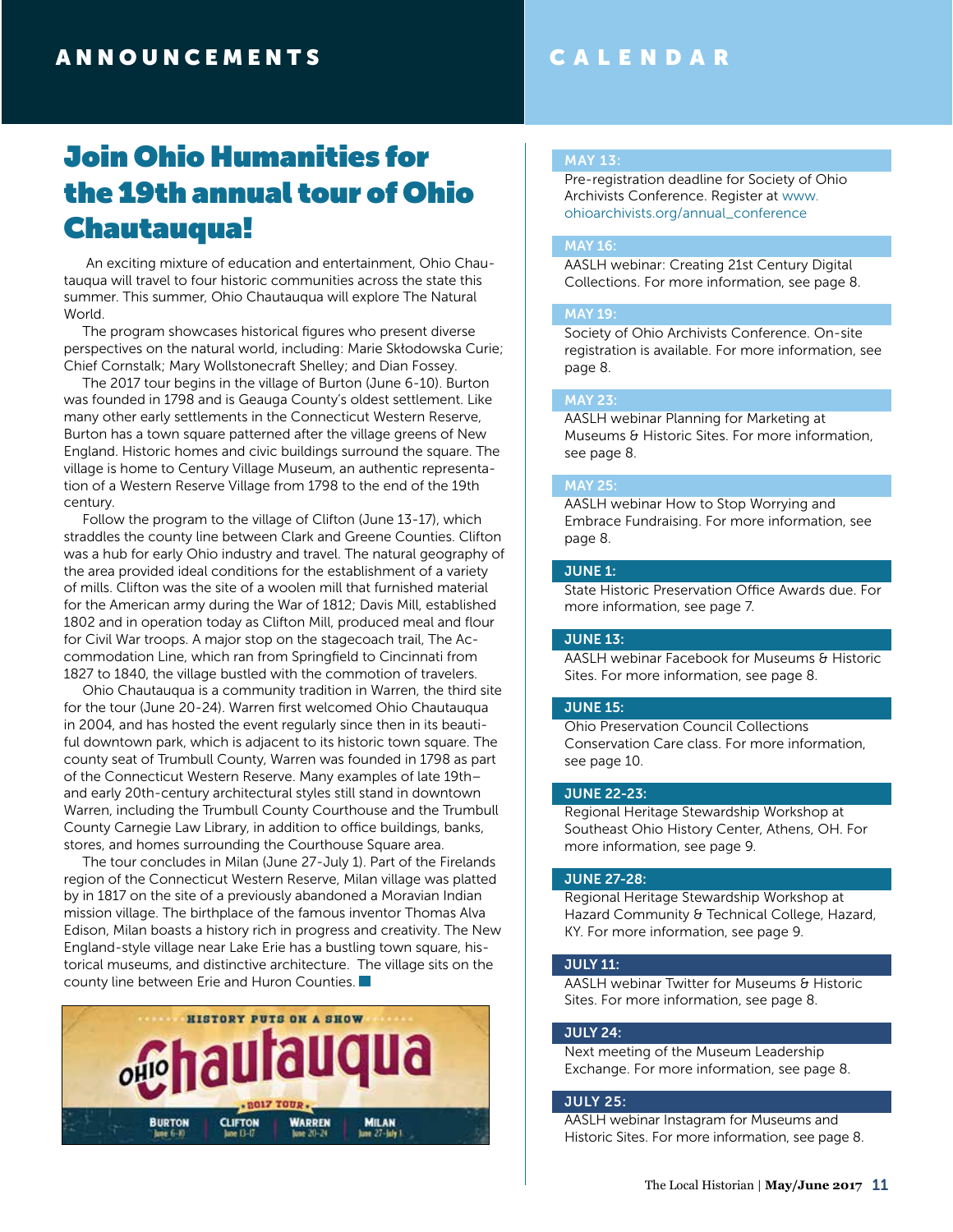# ANNOUNCEMENTS

## Join Ohio Humanities for the 19th annual tour of Ohio Chautauqua!

An exciting mixture of education and entertainment, Ohio Chautauqua will travel to four historic communities across the state this summer. This summer, Ohio Chautauqua will explore The Natural World.

The program showcases historical figures who present diverse perspectives on the natural world, including: Marie Skłodowska Curie; Chief Cornstalk; Mary Wollstonecraft Shelley; and Dian Fossey.

The 2017 tour begins in the village of Burton (June 6-10). Burton was founded in 1798 and is Geauga County's oldest settlement. Like many other early settlements in the Connecticut Western Reserve, Burton has a town square patterned after the village greens of New England. Historic homes and civic buildings surround the square. The village is home to Century Village Museum, an authentic representation of a Western Reserve Village from 1798 to the end of the 19th century.

Follow the program to the village of Clifton (June 13-17), which straddles the county line between Clark and Greene Counties. Clifton was a hub for early Ohio industry and travel. The natural geography of the area provided ideal conditions for the establishment of a variety of mills. Clifton was the site of a woolen mill that furnished material for the American army during the War of 1812; Davis Mill, established 1802 and in operation today as Clifton Mill, produced meal and flour for Civil War troops. A major stop on the stagecoach trail, The Accommodation Line, which ran from Springfield to Cincinnati from 1827 to 1840, the village bustled with the commotion of travelers.

Ohio Chautauqua is a community tradition in Warren, the third site for the tour (June 20-24). Warren first welcomed Ohio Chautauqua in 2004, and has hosted the event regularly since then in its beautiful downtown park, which is adjacent to its historic town square. The county seat of Trumbull County, Warren was founded in 1798 as part of the Connecticut Western Reserve. Many examples of late 19th– and early 20th-century architectural styles still stand in downtown Warren, including the Trumbull County Courthouse and the Trumbull County Carnegie Law Library, in addition to office buildings, banks, stores, and homes surrounding the Courthouse Square area.

The tour concludes in Milan (June 27-July 1). Part of the Firelands region of the Connecticut Western Reserve, Milan village was platted by in 1817 on the site of a previously abandoned a Moravian Indian mission village. The birthplace of the famous inventor Thomas Alva Edison, Milan boasts a history rich in progress and creativity. The New England-style village near Lake Erie has a bustling town square, historical museums, and distinctive architecture. The village sits on the county line between Erie and Huron Counties. ■

HISTORY PUTS ON A SHOW
OHIO Chautauqua
2017 TOUR
BURTON June 6-10 | CLIFTON June 13-17 | WARREN June 20-24 | MILAN June 27-July 1

# CALENDAR

**MAY 13:**
Pre-registration deadline for Society of Ohio Archivists Conference. Register at www.ohioarchivists.org/annual_conference

**MAY 16:**
AASLH webinar: Creating 21st Century Digital Collections. For more information, see page 8.

**MAY 19:**
Society of Ohio Archivists Conference. On-site registration is available. For more information, see page 8.

**MAY 23:**
AASLH webinar Planning for Marketing at Museums & Historic Sites. For more information, see page 8.

**MAY 25:**
AASLH webinar How to Stop Worrying and Embrace Fundraising. For more information, see page 8.

**JUNE 1:**
State Historic Preservation Office Awards due. For more information, see page 7.

**JUNE 13:**
AASLH webinar Facebook for Museums & Historic Sites. For more information, see page 8.

**JUNE 15:**
Ohio Preservation Council Collections Conservation Care class. For more information, see page 10.

**JUNE 22-23:**
Regional Heritage Stewardship Workshop at Southeast Ohio History Center, Athens, OH. For more information, see page 9.

**JUNE 27-28:**
Regional Heritage Stewardship Workshop at Hazard Community & Technical College, Hazard, KY. For more information, see page 9.

**JULY 11:**
AASLH webinar Twitter for Museums & Historic Sites. For more information, see page 8.

**JULY 24:**
Next meeting of the Museum Leadership Exchange. For more information, see page 8.

**JULY 25:**
AASLH webinar Instagram for Museums and Historic Sites. For more information, see page 8.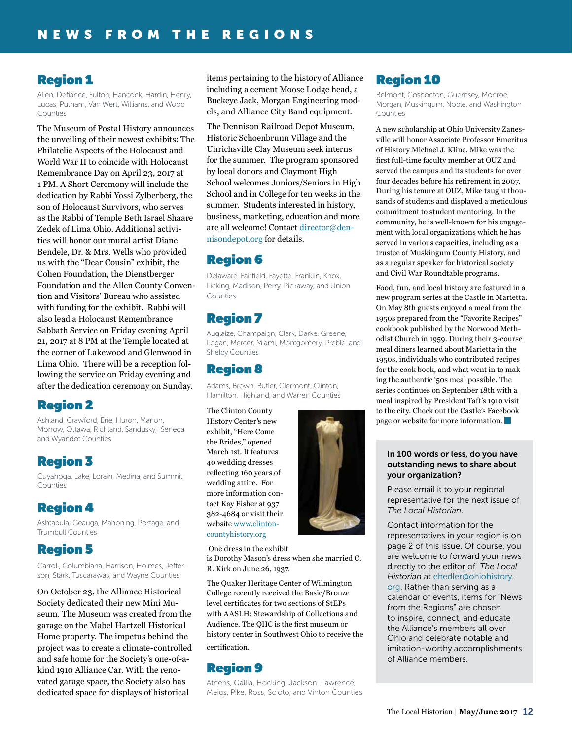# NEWS FROM THE REGIONS

## Region 1

Allen, Defiance, Fulton, Hancock, Hardin, Henry, Lucas, Putnam, Van Wert, Williams, and Wood Counties

The Museum of Postal History announces the unveiling of their newest exhibits: The Philatelic Aspects of the Holocaust and World War II to coincide with Holocaust Remembrance Day on April 23, 2017 at 1 PM. A Short Ceremony will include the dedication by Rabbi Yossi Zylberberg, the son of Holocaust Survivors, who serves as the Rabbi of Temple Beth Israel Shaare Zedek of Lima Ohio. Additional activities will honor our mural artist Diane Bendele, Dr. & Mrs. Wells who provided us with the "Dear Cousin" exhibit, the Cohen Foundation, the Dienstberger Foundation and the Allen County Convention and Visitors' Bureau who assisted with funding for the exhibit. Rabbi will also lead a Holocaust Remembrance Sabbath Service on Friday evening April 21, 2017 at 8 PM at the Temple located at the corner of Lakewood and Glenwood in Lima Ohio. There will be a reception following the service on Friday evening and after the dedication ceremony on Sunday.

## Region 2

Ashland, Crawford, Erie, Huron, Marion, Morrow, Ottawa, Richland, Sandusky, Seneca, and Wyandot Counties

## Region 3

Cuyahoga, Lake, Lorain, Medina, and Summit Counties

## Region 4

Ashtabula, Geauga, Mahoning, Portage, and Trumbull Counties

## Region 5

Carroll, Columbiana, Harrison, Holmes, Jefferson, Stark, Tuscarawas, and Wayne Counties

On October 23, the Alliance Historical Society dedicated their new Mini Museum. The Museum was created from the garage on the Mabel Hartzell Historical Home property. The impetus behind the project was to create a climate-controlled and safe home for the Society's one-of-a-kind 1910 Alliance Car. With the renovated garage space, the Society also has dedicated space for displays of historical items pertaining to the history of Alliance including a cement Moose Lodge head, a Buckeye Jack, Morgan Engineering models, and Alliance City Band equipment.

The Dennison Railroad Depot Museum, Historic Schoenbrunn Village and the Uhrichsville Clay Museum seek interns for the summer. The program sponsored by local donors and Claymont High School welcomes Juniors/Seniors in High School and in College for ten weeks in the summer. Students interested in history, business, marketing, education and more are all welcome! Contact director@dennisondepot.org for details.

## Region 6

Delaware, Fairfield, Fayette, Franklin, Knox, Licking, Madison, Perry, Pickaway, and Union Counties

## Region 7

Auglaize, Champaign, Clark, Darke, Greene, Logan, Mercer, Miami, Montgomery, Preble, and Shelby Counties

## Region 8

Adams, Brown, Butler, Clermont, Clinton, Hamilton, Highland, and Warren Counties

The Clinton County History Center's new exhibit, "Here Come the Brides," opened March 1st. It features 40 wedding dresses reflecting 160 years of wedding attire. For more information contact Kay Fisher at 937 382-4684 or visit their website www.clintoncountyhistory.org

One dress in the exhibit is Dorothy Mason's dress when she married C. R. Kirk on June 26, 1937.

The Quaker Heritage Center of Wilmington College recently received the Basic/Bronze level certificates for two sections of StEPs with AASLH: Stewardship of Collections and Audience. The QHC is the first museum or history center in Southwest Ohio to receive the certification.

## Region 9

Athens, Gallia, Hocking, Jackson, Lawrence, Meigs, Pike, Ross, Scioto, and Vinton Counties

## Region 10

Belmont, Coshocton, Guernsey, Monroe, Morgan, Muskingum, Noble, and Washington Counties

A new scholarship at Ohio University Zanesville will honor Associate Professor Emeritus of History Michael J. Kline. Mike was the first full-time faculty member at OUZ and served the campus and its students for over four decades before his retirement in 2007. During his tenure at OUZ, Mike taught thousands of students and displayed a meticulous commitment to student mentoring. In the community, he is well-known for his engagement with local organizations which he has served in various capacities, including as a trustee of Muskingum County History, and as a regular speaker for historical society and Civil War Roundtable programs.

Food, fun, and local history are featured in a new program series at the Castle in Marietta. On May 8th guests enjoyed a meal from the 1950s prepared from the "Favorite Recipes" cookbook published by the Norwood Methodist Church in 1959. During their 3-course meal diners learned about Marietta in the 1950s, individuals who contributed recipes for the cook book, and what went in to making the authentic '50s meal possible. The series continues on September 18th with a meal inspired by President Taft's 1910 visit to the city. Check out the Castle's Facebook page or website for more information.

**In 100 words or less, do you have outstanding news to share about your organization?**

Please email it to your regional representative for the next issue of *The Local Historian*.

Contact information for the representatives in your region is on page 2 of this issue. Of course, you are welcome to forward your news directly to the editor of *The Local Historian* at ehedler@ohiohistory.org. Rather than serving as a calendar of events, items for "News from the Regions" are chosen to inspire, connect, and educate the Alliance's members all over Ohio and celebrate notable and imitation-worthy accomplishments of Alliance members.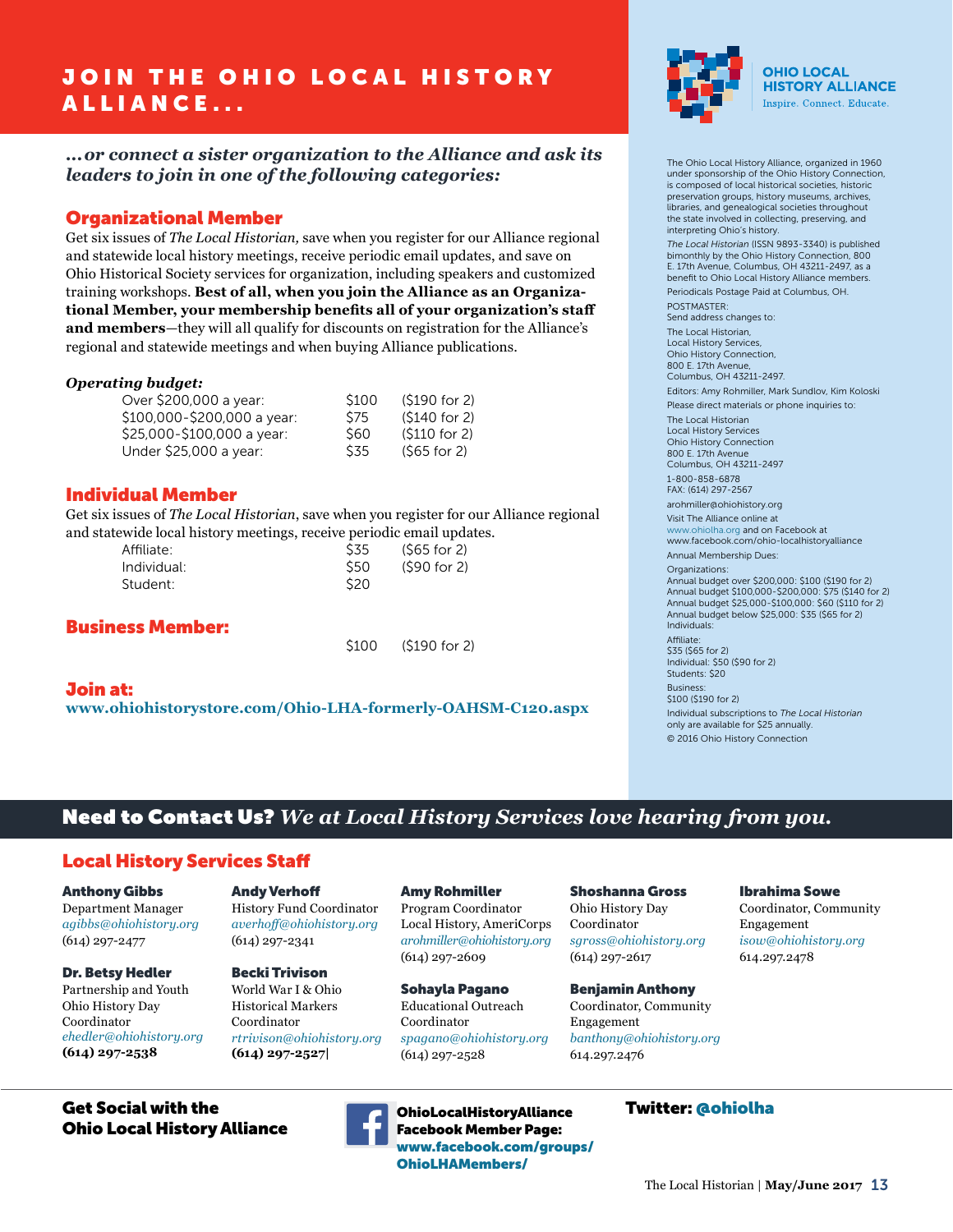# JOIN THE OHIO LOCAL HISTORY ALLIANCE...

***...or connect a sister organization to the Alliance and ask its leaders to join in one of the following categories:***

## Organizational Member

Get six issues of *The Local Historian,* save when you register for our Alliance regional and statewide local history meetings, receive periodic email updates, and save on Ohio Historical Society services for organization, including speakers and customized training workshops. **Best of all, when you join the Alliance as an Organizational Member, your membership benefits all of your organization's staff and members**—they will all qualify for discounts on registration for the Alliance's regional and statewide meetings and when buying Alliance publications.

***Operating budget:***

| | | |
|---|---|---|
| Over $200,000 a year: | $100 | ($190 for 2) |
| $100,000-$200,000 a year: | $75 | ($140 for 2) |
| $25,000-$100,000 a year: | $60 | ($110 for 2) |
| Under $25,000 a year: | $35 | ($65 for 2) |

## Individual Member

Get six issues of *The Local Historian*, save when you register for our Alliance regional and statewide local history meetings, receive periodic email updates.

| | | |
|---|---|---|
| Affiliate: | $35 | ($65 for 2) |
| Individual: | $50 | ($90 for 2) |
| Student: | $20 | |

## Business Member:

$100 ($190 for 2)

## Join at:

**www.ohiohistorystore.com/Ohio-LHA-formerly-OAHSM-C120.aspx**

OHIO LOCAL HISTORY ALLIANCE
Inspire. Connect. Educate.

The Ohio Local History Alliance, organized in 1960 under sponsorship of the Ohio History Connection, is composed of local historical societies, historic preservation groups, history museums, archives, libraries, and genealogical societies throughout the state involved in collecting, preserving, and interpreting Ohio's history.

*The Local Historian* (ISSN 9893-3340) is published bimonthly by the Ohio History Connection, 800 E. 17th Avenue, Columbus, OH 43211-2497, as a benefit to Ohio Local History Alliance members.

Periodicals Postage Paid at Columbus, OH.

POSTMASTER:
Send address changes to:

The Local Historian,
Local History Services,
Ohio History Connection,
800 E. 17th Avenue,
Columbus, OH 43211-2497.

Editors: Amy Rohmiller, Mark Sundlov, Kim Koloski

Please direct materials or phone inquiries to:

The Local Historian
Local History Services
Ohio History Connection
800 E. 17th Avenue
Columbus, OH 43211-2497

1-800-858-6878
FAX: (614) 297-2567

arohmiller@ohiohistory.org

Visit The Alliance online at
www.ohiolha.org and on Facebook at
www.facebook.com/ohio-localhistoryalliance

Annual Membership Dues:

Organizations:
Annual budget over $200,000: $100 ($190 for 2)
Annual budget $100,000-$200,000: $75 ($140 for 2)
Annual budget $25,000-$100,000: $60 ($110 for 2)
Annual budget below $25,000: $35 ($65 for 2)
Individuals:

Affiliate:
$35 ($65 for 2)
Individual: $50 ($90 for 2)
Students: $20

Business:
$100 ($190 for 2)

Individual subscriptions to *The Local Historian* only are available for $25 annually.

© 2016 Ohio History Connection

## Need to Contact Us? *We at Local History Services love hearing from you.*

### Local History Services Staff

**Anthony Gibbs**
Department Manager
*agibbs@ohiohistory.org*
(614) 297-2477

**Dr. Betsy Hedler**
Partnership and Youth Ohio History Day Coordinator
*ehedler@ohiohistory.org*
**(614) 297-2538**

**Andy Verhoff**
History Fund Coordinator
*averhoff@ohiohistory.org*
(614) 297-2341

**Becki Trivison**
World War I & Ohio Historical Markers Coordinator
*rtrivison@ohiohistory.org*
**(614) 297-2527|**

**Amy Rohmiller**
Program Coordinator
Local History, AmeriCorps
*arohmiller@ohiohistory.org*
(614) 297-2609

**Sohayla Pagano**
Educational Outreach Coordinator
*spagano@ohiohistory.org*
(614) 297-2528

**Shoshanna Gross**
Ohio History Day Coordinator
*sgross@ohiohistory.org*
(614) 297-2617

**Benjamin Anthony**
Coordinator, Community Engagement
*banthony@ohiohistory.org*
614.297.2476

**Ibrahima Sowe**
Coordinator, Community Engagement
*isow@ohiohistory.org*
614.297.2478

**Get Social with the Ohio Local History Alliance**

**OhioLocalHistoryAlliance**
**Facebook Member Page:**
**www.facebook.com/groups/OhioLHAMembers/**

**Twitter: @ohiolha**